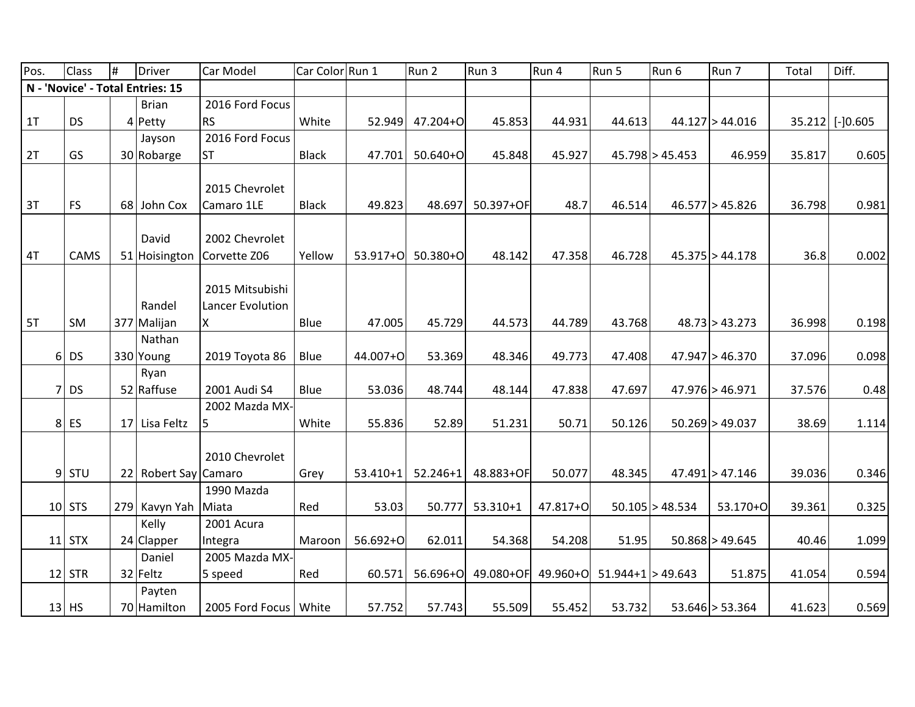| Pos. | Class | # | Driver | Car Model | Car Color | Run 1 | Run 2 | Run 3 | Run 4 | Run 5 | Run 6 | Run 7 | Total | Diff. |
|---|---|---|---|---|---|---|---|---|---|---|---|---|---|---|
| **N - 'Novice' - Total Entries: 15** | | | | | | | | | | | | | | |
| 1T | DS | 4 | Brian Petty | 2016 Ford Focus RS | White | 52.949 | 47.204+O | 45.853 | 44.931 | 44.613 | 44.127 | > 44.016 | 35.212 | [-]0.605 |
| 2T | GS | 30 | Jayson Robarge | 2016 Ford Focus ST | Black | 47.701 | 50.640+O | 45.848 | 45.927 | 45.798 | > 45.453 | 46.959 | 35.817 | 0.605 |
| 3T | FS | 68 | John Cox | 2015 Chevrolet Camaro 1LE | Black | 49.823 | 48.697 | 50.397+OF | 48.7 | 46.514 | 46.577 | > 45.826 | 36.798 | 0.981 |
| 4T | CAMS | 51 | David Hoisington | 2002 Chevrolet Corvette Z06 | Yellow | 53.917+O | 50.380+O | 48.142 | 47.358 | 46.728 | 45.375 | > 44.178 | 36.8 | 0.002 |
| 5T | SM | 377 | Randel Malijan | 2015 Mitsubishi Lancer Evolution X | Blue | 47.005 | 45.729 | 44.573 | 44.789 | 43.768 | 48.73 | > 43.273 | 36.998 | 0.198 |
| 6 | DS | 330 | Nathan Young | 2019 Toyota 86 | Blue | 44.007+O | 53.369 | 48.346 | 49.773 | 47.408 | 47.947 | > 46.370 | 37.096 | 0.098 |
| 7 | DS | 52 | Ryan Raffuse | 2001 Audi S4 | Blue | 53.036 | 48.744 | 48.144 | 47.838 | 47.697 | 47.976 | > 46.971 | 37.576 | 0.48 |
| 8 | ES | 17 | Lisa Feltz | 2002 Mazda MX-5 | White | 55.836 | 52.89 | 51.231 | 50.71 | 50.126 | 50.269 | > 49.037 | 38.69 | 1.114 |
| 9 | STU | 22 | Robert Say | 2010 Chevrolet Camaro | Grey | 53.410+1 | 52.246+1 | 48.883+OF | 50.077 | 48.345 | 47.491 | > 47.146 | 39.036 | 0.346 |
| 10 | STS | 279 | Kavyn Yah | 1990 Mazda Miata | Red | 53.03 | 50.777 | 53.310+1 | 47.817+O | 50.105 | > 48.534 | 53.170+O | 39.361 | 0.325 |
| 11 | STX | 24 | Kelly Clapper | 2001 Acura Integra | Maroon | 56.692+O | 62.011 | 54.368 | 54.208 | 51.95 | 50.868 | > 49.645 | 40.46 | 1.099 |
| 12 | STR | 32 | Daniel Feltz | 2005 Mazda MX-5 speed | Red | 60.571 | 56.696+O | 49.080+OF | 49.960+O | 51.944+1 | > 49.643 | 51.875 | 41.054 | 0.594 |
| 13 | HS | 70 | Payten Hamilton | 2005 Ford Focus | White | 57.752 | 57.743 | 55.509 | 55.452 | 53.732 | 53.646 | > 53.364 | 41.623 | 0.569 |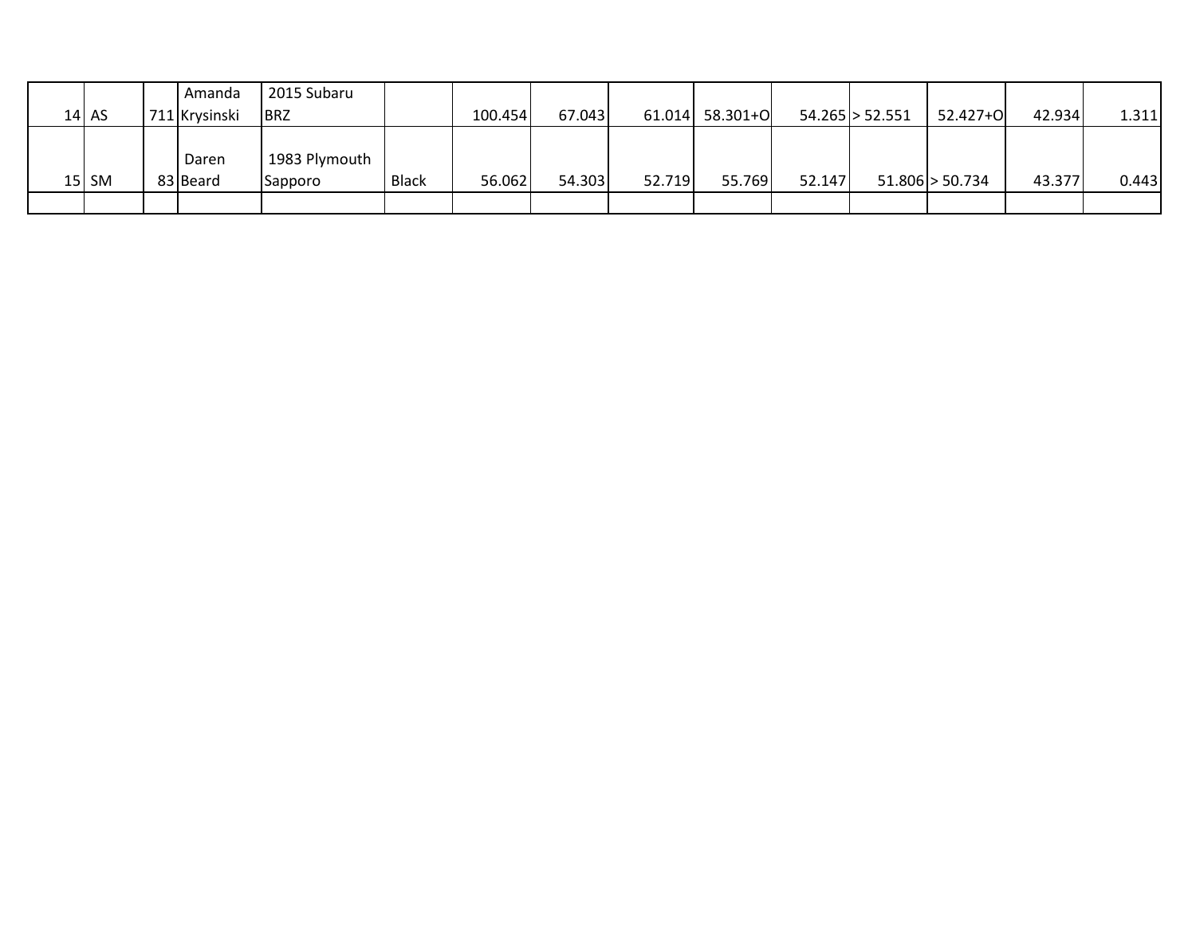| | | | | | | | | | | | | | | |
|---|---|---|---|---|---|---|---|---|---|---|---|---|---|---|
| 14 | AS | 711 | Amanda Krysinski | 2015 Subaru BRZ | | 100.454 | 67.043 | 61.014 | 58.301+O | 54.265 | > 52.551 | 52.427+O | 42.934 | 1.311 |
| 15 | SM | 83 | Daren Beard | 1983 Plymouth Sapporo | Black | 56.062 | 54.303 | 52.719 | 55.769 | 52.147 | 51.806 | > 50.734 | 43.377 | 0.443 |
| | | | | | | | | | | | | | | |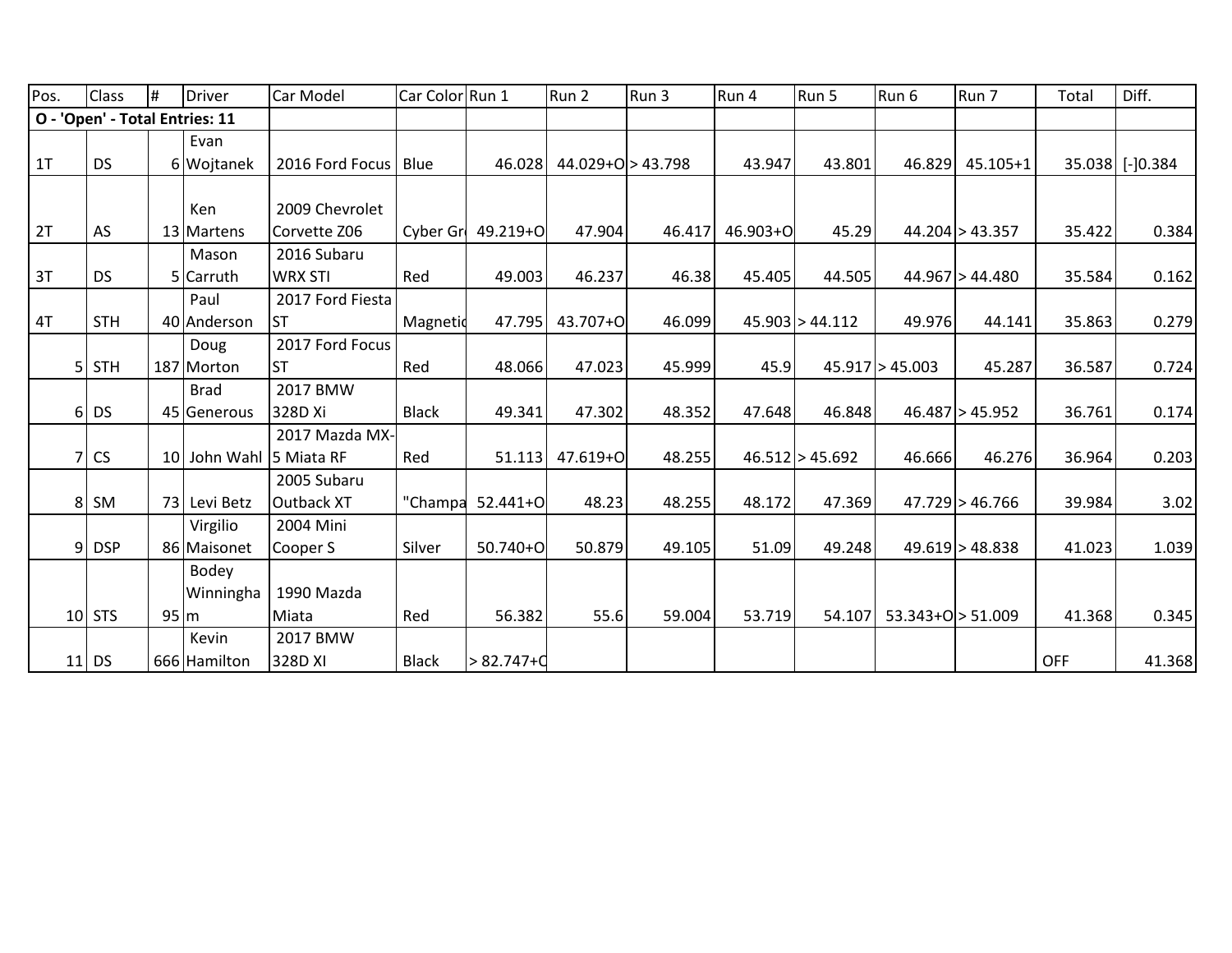| Pos. | Class | # | Driver | Car Model | Car Color | Run 1 | Run 2 | Run 3 | Run 4 | Run 5 | Run 6 | Run 7 | Total | Diff. |
|---|---|---|---|---|---|---|---|---|---|---|---|---|---|---|
| O - 'Open' - Total Entries: 11 | | | | | | | | | | | | | | |
| 1T | DS | 6 | Evan Wojtanek | 2016 Ford Focus | Blue | 46.028 | 44.029+O | > 43.798 | 43.947 | 43.801 | 46.829 | 45.105+1 | 35.038 | [-]0.384 |
| 2T | AS | 13 | Ken Martens | 2009 Chevrolet Corvette Z06 | Cyber Gr | 49.219+O | 47.904 | 46.417 | 46.903+O | 45.29 | 44.204 | > 43.357 | 35.422 | 0.384 |
| 3T | DS | 5 | Mason Carruth | 2016 Subaru WRX STI | Red | 49.003 | 46.237 | 46.38 | 45.405 | 44.505 | 44.967 | > 44.480 | 35.584 | 0.162 |
| 4T | STH | 40 | Paul Anderson | 2017 Ford Fiesta ST | Magnetic | 47.795 | 43.707+O | 46.099 | 45.903 | > 44.112 | 49.976 | 44.141 | 35.863 | 0.279 |
| 5 | STH | 187 | Doug Morton | 2017 Ford Focus ST | Red | 48.066 | 47.023 | 45.999 | 45.9 | 45.917 | > 45.003 | 45.287 | 36.587 | 0.724 |
| 6 | DS | 45 | Brad Generous | 2017 BMW 328D Xi | Black | 49.341 | 47.302 | 48.352 | 47.648 | 46.848 | 46.487 | > 45.952 | 36.761 | 0.174 |
| 7 | CS | 10 | John Wahl | 2017 Mazda MX-5 Miata RF | Red | 51.113 | 47.619+O | 48.255 | 46.512 | > 45.692 | 46.666 | 46.276 | 36.964 | 0.203 |
| 8 | SM | 73 | Levi Betz | 2005 Subaru Outback XT | "Champa | 52.441+O | 48.23 | 48.255 | 48.172 | 47.369 | 47.729 | > 46.766 | 39.984 | 3.02 |
| 9 | DSP | 86 | Virgilio Maisonet | 2004 Mini Cooper S | Silver | 50.740+O | 50.879 | 49.105 | 51.09 | 49.248 | 49.619 | > 48.838 | 41.023 | 1.039 |
| 10 | STS | 95 | Bodey Winningham | 1990 Mazda Miata | Red | 56.382 | 55.6 | 59.004 | 53.719 | 54.107 | 53.343+O | > 51.009 | 41.368 | 0.345 |
| 11 | DS | 666 | Kevin Hamilton | 2017 BMW 328D XI | Black | > 82.747+O | | | | | | | OFF | 41.368 |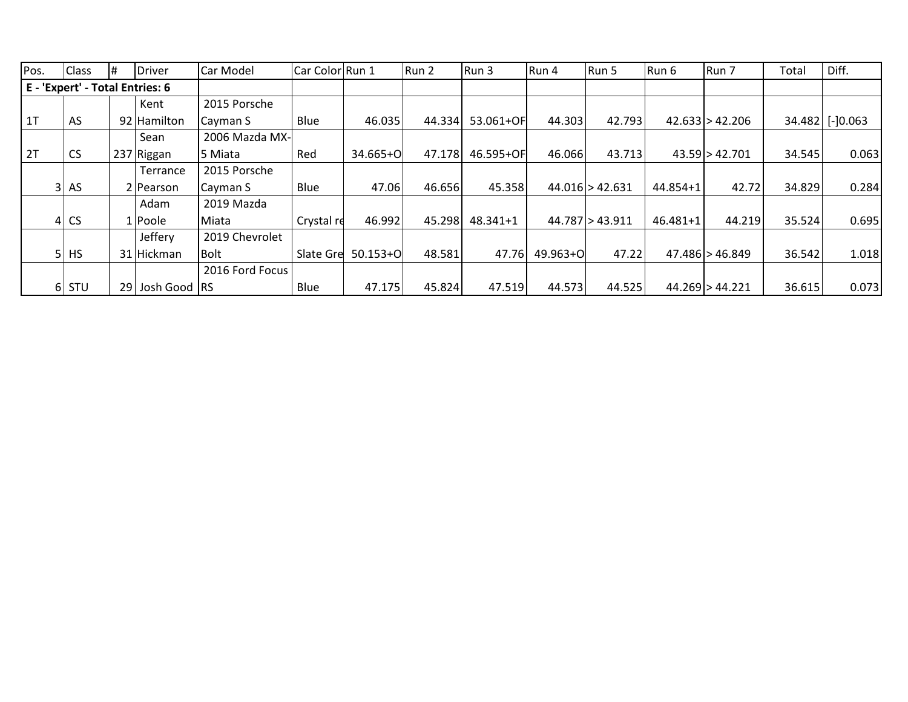| Pos. | Class | # | Driver | Car Model | Car Color | Run 1 | Run 2 | Run 3 | Run 4 | Run 5 | Run 6 | Run 7 | Total | Diff. |
|---|---|---|---|---|---|---|---|---|---|---|---|---|---|---|
| **E - 'Expert' - Total Entries: 6** | | | | | | | | | | | | | | |
| 1T | AS | 92 | Kent Hamilton | 2015 Porsche Cayman S | Blue | 46.035 | 44.334 | 53.061+OF | 44.303 | 42.793 | 42.633 | > 42.206 | 34.482 | [-]0.063 |
| 2T | CS | 237 | Sean Riggan | 2006 Mazda MX-5 Miata | Red | 34.665+O | 47.178 | 46.595+OF | 46.066 | 43.713 | 43.59 | > 42.701 | 34.545 | 0.063 |
| 3 | AS | 2 | Terrance Pearson | 2015 Porsche Cayman S | Blue | 47.06 | 46.656 | 45.358 | 44.016 | > 42.631 | 44.854+1 | 42.72 | 34.829 | 0.284 |
| 4 | CS | 1 | Adam Poole | 2019 Mazda Miata | Crystal re | 46.992 | 45.298 | 48.341+1 | 44.787 | > 43.911 | 46.481+1 | 44.219 | 35.524 | 0.695 |
| 5 | HS | 31 | Jeffery Hickman | 2019 Chevrolet Bolt | Slate Gre | 50.153+O | 48.581 | 47.76 | 49.963+O | 47.22 | 47.486 | > 46.849 | 36.542 | 1.018 |
| 6 | STU | 29 | Josh Good | 2016 Ford Focus RS | Blue | 47.175 | 45.824 | 47.519 | 44.573 | 44.525 | 44.269 | > 44.221 | 36.615 | 0.073 |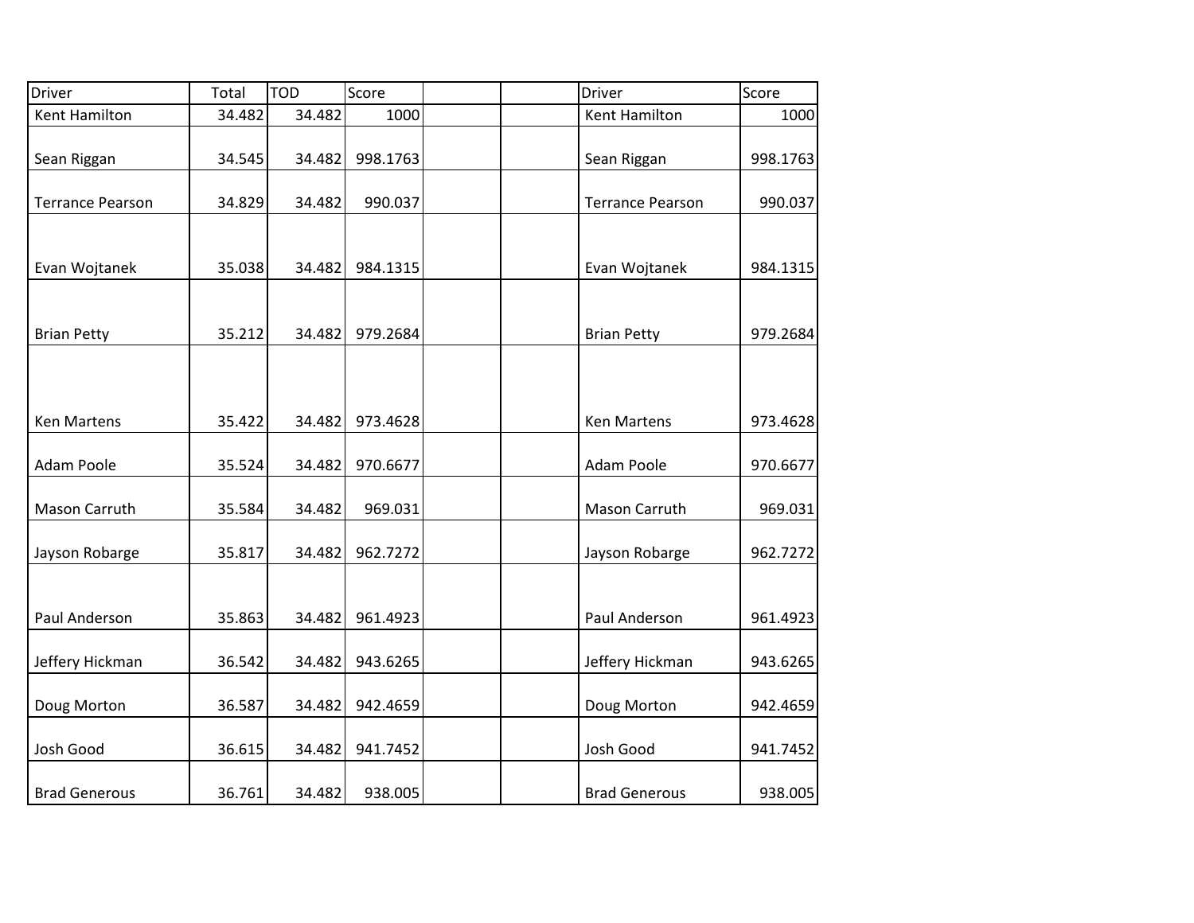| Driver | Total | TOD | Score | | | Driver | Score |
|---|---|---|---|---|---|---|---|
| Kent Hamilton | 34.482 | 34.482 | 1000 | | | Kent Hamilton | 1000 |
| Sean Riggan | 34.545 | 34.482 | 998.1763 | | | Sean Riggan | 998.1763 |
| Terrance Pearson | 34.829 | 34.482 | 990.037 | | | Terrance Pearson | 990.037 |
| Evan Wojtanek | 35.038 | 34.482 | 984.1315 | | | Evan Wojtanek | 984.1315 |
| Brian Petty | 35.212 | 34.482 | 979.2684 | | | Brian Petty | 979.2684 |
| Ken Martens | 35.422 | 34.482 | 973.4628 | | | Ken Martens | 973.4628 |
| Adam Poole | 35.524 | 34.482 | 970.6677 | | | Adam Poole | 970.6677 |
| Mason Carruth | 35.584 | 34.482 | 969.031 | | | Mason Carruth | 969.031 |
| Jayson Robarge | 35.817 | 34.482 | 962.7272 | | | Jayson Robarge | 962.7272 |
| Paul Anderson | 35.863 | 34.482 | 961.4923 | | | Paul Anderson | 961.4923 |
| Jeffery Hickman | 36.542 | 34.482 | 943.6265 | | | Jeffery Hickman | 943.6265 |
| Doug Morton | 36.587 | 34.482 | 942.4659 | | | Doug Morton | 942.4659 |
| Josh Good | 36.615 | 34.482 | 941.7452 | | | Josh Good | 941.7452 |
| Brad Generous | 36.761 | 34.482 | 938.005 | | | Brad Generous | 938.005 |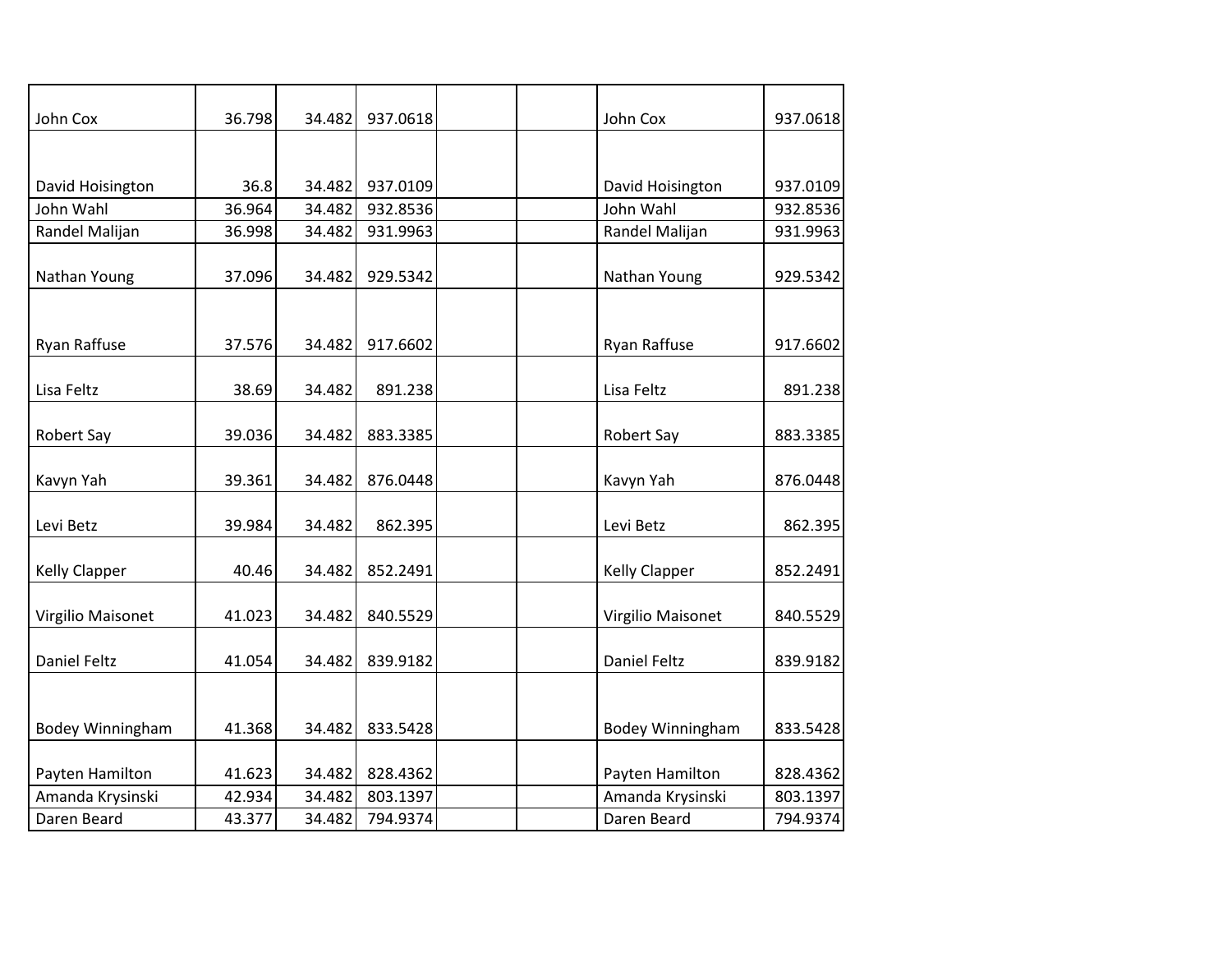| | | | | | | | |
|---|---|---|---|---|---|---|---|
| John Cox | 36.798 | 34.482 | 937.0618 | | | John Cox | 937.0618 |
| David Hoisington | 36.8 | 34.482 | 937.0109 | | | David Hoisington | 937.0109 |
| John Wahl | 36.964 | 34.482 | 932.8536 | | | John Wahl | 932.8536 |
| Randel Malijan | 36.998 | 34.482 | 931.9963 | | | Randel Malijan | 931.9963 |
| Nathan Young | 37.096 | 34.482 | 929.5342 | | | Nathan Young | 929.5342 |
| Ryan Raffuse | 37.576 | 34.482 | 917.6602 | | | Ryan Raffuse | 917.6602 |
| Lisa Feltz | 38.69 | 34.482 | 891.238 | | | Lisa Feltz | 891.238 |
| Robert Say | 39.036 | 34.482 | 883.3385 | | | Robert Say | 883.3385 |
| Kavyn Yah | 39.361 | 34.482 | 876.0448 | | | Kavyn Yah | 876.0448 |
| Levi Betz | 39.984 | 34.482 | 862.395 | | | Levi Betz | 862.395 |
| Kelly Clapper | 40.46 | 34.482 | 852.2491 | | | Kelly Clapper | 852.2491 |
| Virgilio Maisonet | 41.023 | 34.482 | 840.5529 | | | Virgilio Maisonet | 840.5529 |
| Daniel Feltz | 41.054 | 34.482 | 839.9182 | | | Daniel Feltz | 839.9182 |
| Bodey Winningham | 41.368 | 34.482 | 833.5428 | | | Bodey Winningham | 833.5428 |
| Payten Hamilton | 41.623 | 34.482 | 828.4362 | | | Payten Hamilton | 828.4362 |
| Amanda Krysinski | 42.934 | 34.482 | 803.1397 | | | Amanda Krysinski | 803.1397 |
| Daren Beard | 43.377 | 34.482 | 794.9374 | | | Daren Beard | 794.9374 |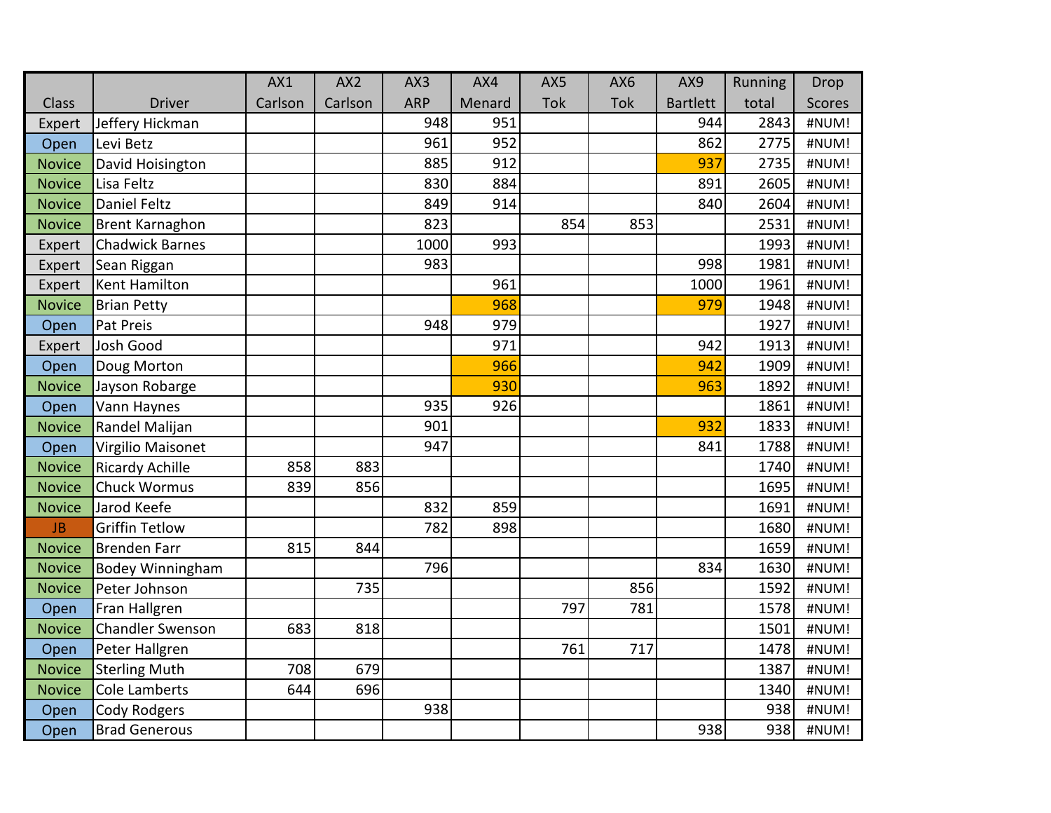| Class | Driver | AX1 Carlson | AX2 Carlson | AX3 ARP | AX4 Menard | AX5 Tok | AX6 Tok | AX9 Bartlett | Running total | Drop Scores |
|---|---|---|---|---|---|---|---|---|---|---|
| Expert | Jeffery Hickman | | | 948 | 951 | | | 944 | 2843 | #NUM! |
| Open | Levi Betz | | | 961 | 952 | | | 862 | 2775 | #NUM! |
| Novice | David Hoisington | | | 885 | 912 | | | 937 | 2735 | #NUM! |
| Novice | Lisa Feltz | | | 830 | 884 | | | 891 | 2605 | #NUM! |
| Novice | Daniel Feltz | | | 849 | 914 | | | 840 | 2604 | #NUM! |
| Novice | Brent Karnaghon | | | 823 | | 854 | 853 | | 2531 | #NUM! |
| Expert | Chadwick Barnes | | | 1000 | 993 | | | | 1993 | #NUM! |
| Expert | Sean Riggan | | | 983 | | | | 998 | 1981 | #NUM! |
| Expert | Kent Hamilton | | | | 961 | | | 1000 | 1961 | #NUM! |
| Novice | Brian Petty | | | | 968 | | | 979 | 1948 | #NUM! |
| Open | Pat Preis | | | 948 | 979 | | | | 1927 | #NUM! |
| Expert | Josh Good | | | | 971 | | | 942 | 1913 | #NUM! |
| Open | Doug Morton | | | | 966 | | | 942 | 1909 | #NUM! |
| Novice | Jayson Robarge | | | | 930 | | | 963 | 1892 | #NUM! |
| Open | Vann Haynes | | | 935 | 926 | | | | 1861 | #NUM! |
| Novice | Randel Malijan | | | 901 | | | | 932 | 1833 | #NUM! |
| Open | Virgilio Maisonet | | | 947 | | | | 841 | 1788 | #NUM! |
| Novice | Ricardy Achille | 858 | 883 | | | | | | 1740 | #NUM! |
| Novice | Chuck Wormus | 839 | 856 | | | | | | 1695 | #NUM! |
| Novice | Jarod Keefe | | | 832 | 859 | | | | 1691 | #NUM! |
| JB | Griffin Tetlow | | | 782 | 898 | | | | 1680 | #NUM! |
| Novice | Brenden Farr | 815 | 844 | | | | | | 1659 | #NUM! |
| Novice | Bodey Winningham | | | 796 | | | | 834 | 1630 | #NUM! |
| Novice | Peter Johnson | | 735 | | | | 856 | | 1592 | #NUM! |
| Open | Fran Hallgren | | | | | 797 | 781 | | 1578 | #NUM! |
| Novice | Chandler Swenson | 683 | 818 | | | | | | 1501 | #NUM! |
| Open | Peter Hallgren | | | | | 761 | 717 | | 1478 | #NUM! |
| Novice | Sterling Muth | 708 | 679 | | | | | | 1387 | #NUM! |
| Novice | Cole Lamberts | 644 | 696 | | | | | | 1340 | #NUM! |
| Open | Cody Rodgers | | | 938 | | | | | 938 | #NUM! |
| Open | Brad Generous | | | | | | | 938 | 938 | #NUM! |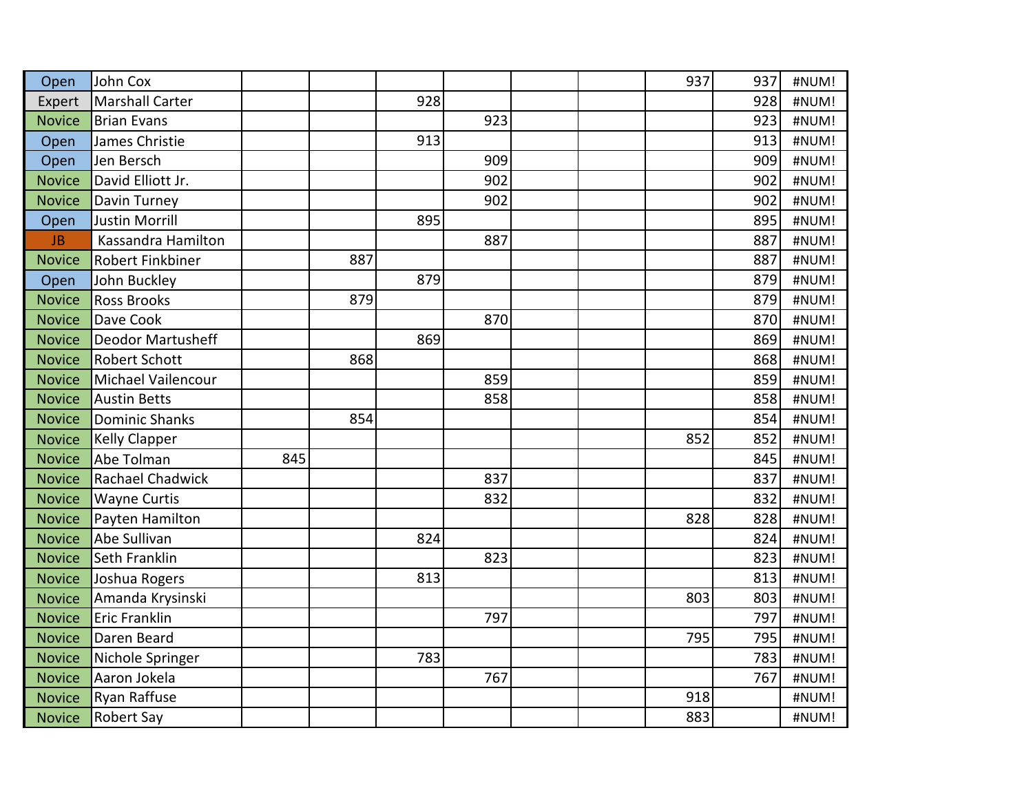| | | | | | | | | | | |
|---|---|---|---|---|---|---|---|---|---|---|
| Open | John Cox | | | | | | | 937 | 937 | #NUM! |
| Expert | Marshall Carter | | | 928 | | | | | 928 | #NUM! |
| Novice | Brian Evans | | | | 923 | | | | 923 | #NUM! |
| Open | James Christie | | | 913 | | | | | 913 | #NUM! |
| Open | Jen Bersch | | | | 909 | | | | 909 | #NUM! |
| Novice | David Elliott Jr. | | | | 902 | | | | 902 | #NUM! |
| Novice | Davin Turney | | | | 902 | | | | 902 | #NUM! |
| Open | Justin Morrill | | | 895 | | | | | 895 | #NUM! |
| JB | Kassandra Hamilton | | | | 887 | | | | 887 | #NUM! |
| Novice | Robert Finkbiner | | 887 | | | | | | 887 | #NUM! |
| Open | John Buckley | | | 879 | | | | | 879 | #NUM! |
| Novice | Ross Brooks | | 879 | | | | | | 879 | #NUM! |
| Novice | Dave Cook | | | | 870 | | | | 870 | #NUM! |
| Novice | Deodor Martusheff | | | 869 | | | | | 869 | #NUM! |
| Novice | Robert Schott | | 868 | | | | | | 868 | #NUM! |
| Novice | Michael Vailencour | | | | 859 | | | | 859 | #NUM! |
| Novice | Austin Betts | | | | 858 | | | | 858 | #NUM! |
| Novice | Dominic Shanks | | 854 | | | | | | 854 | #NUM! |
| Novice | Kelly Clapper | | | | | | | 852 | 852 | #NUM! |
| Novice | Abe Tolman | 845 | | | | | | | 845 | #NUM! |
| Novice | Rachael Chadwick | | | | 837 | | | | 837 | #NUM! |
| Novice | Wayne Curtis | | | | 832 | | | | 832 | #NUM! |
| Novice | Payten Hamilton | | | | | | | 828 | 828 | #NUM! |
| Novice | Abe Sullivan | | | 824 | | | | | 824 | #NUM! |
| Novice | Seth Franklin | | | | 823 | | | | 823 | #NUM! |
| Novice | Joshua Rogers | | | 813 | | | | | 813 | #NUM! |
| Novice | Amanda Krysinski | | | | | | | 803 | 803 | #NUM! |
| Novice | Eric Franklin | | | | 797 | | | | 797 | #NUM! |
| Novice | Daren Beard | | | | | | | 795 | 795 | #NUM! |
| Novice | Nichole Springer | | | 783 | | | | | 783 | #NUM! |
| Novice | Aaron Jokela | | | | 767 | | | | 767 | #NUM! |
| Novice | Ryan Raffuse | | | | | | | 918 | | #NUM! |
| Novice | Robert Say | | | | | | | 883 | | #NUM! |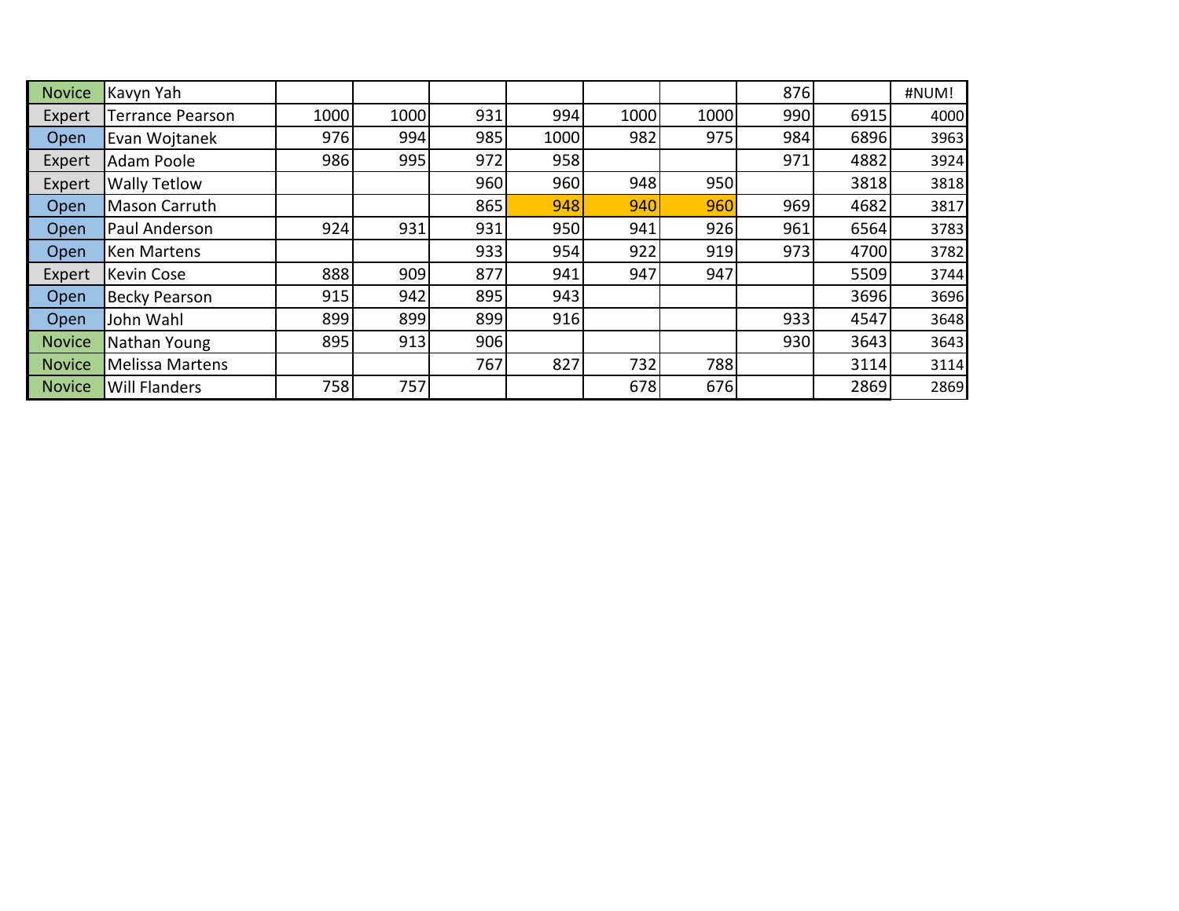| | | | | | | | | | | |
|---|---|---|---|---|---|---|---|---|---|---|
| Novice | Kavyn Yah | | | | | | | 876 | | #NUM! |
| Expert | Terrance Pearson | 1000 | 1000 | 931 | 994 | 1000 | 1000 | 990 | 6915 | 4000 |
| Open | Evan Wojtanek | 976 | 994 | 985 | 1000 | 982 | 975 | 984 | 6896 | 3963 |
| Expert | Adam Poole | 986 | 995 | 972 | 958 | | | 971 | 4882 | 3924 |
| Expert | Wally Tetlow | | | 960 | 960 | 948 | 950 | | 3818 | 3818 |
| Open | Mason Carruth | | | 865 | 948 | 940 | 960 | 969 | 4682 | 3817 |
| Open | Paul Anderson | 924 | 931 | 931 | 950 | 941 | 926 | 961 | 6564 | 3783 |
| Open | Ken Martens | | | 933 | 954 | 922 | 919 | 973 | 4700 | 3782 |
| Expert | Kevin Cose | 888 | 909 | 877 | 941 | 947 | 947 | | 5509 | 3744 |
| Open | Becky Pearson | 915 | 942 | 895 | 943 | | | | 3696 | 3696 |
| Open | John Wahl | 899 | 899 | 899 | 916 | | | 933 | 4547 | 3648 |
| Novice | Nathan Young | 895 | 913 | 906 | | | | 930 | 3643 | 3643 |
| Novice | Melissa Martens | | | 767 | 827 | 732 | 788 | | 3114 | 3114 |
| Novice | Will Flanders | 758 | 757 | | | 678 | 676 | | 2869 | 2869 |